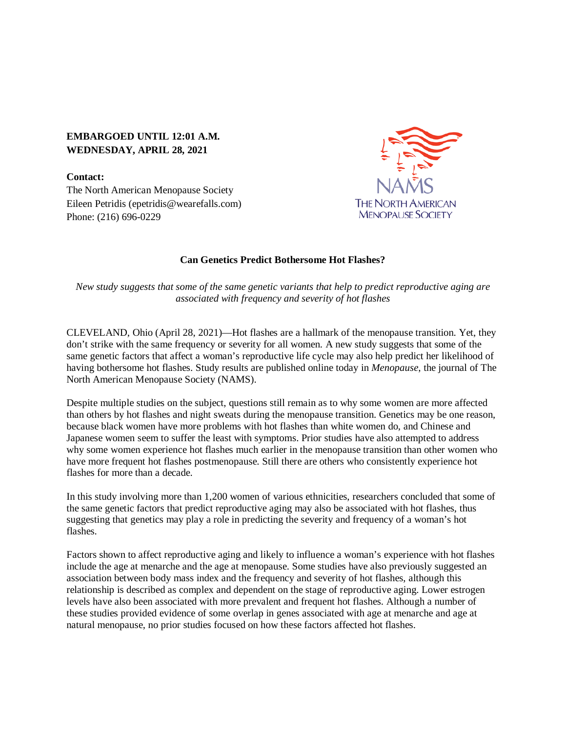**EMBARGOED UNTIL 12:01 A.M.**
**WEDNESDAY, APRIL 28, 2021**

**Contact:**
The North American Menopause Society
Eileen Petridis (epetridis@wearefalls.com)
Phone: (216) 696-0229

NAMS
THE NORTH AMERICAN MENOPAUSE SOCIETY

# Can Genetics Predict Bothersome Hot Flashes?

*New study suggests that some of the same genetic variants that help to predict reproductive aging are associated with frequency and severity of hot flashes*

CLEVELAND, Ohio (April 28, 2021)—Hot flashes are a hallmark of the menopause transition. Yet, they don't strike with the same frequency or severity for all women. A new study suggests that some of the same genetic factors that affect a woman's reproductive life cycle may also help predict her likelihood of having bothersome hot flashes. Study results are published online today in *Menopause*, the journal of The North American Menopause Society (NAMS).

Despite multiple studies on the subject, questions still remain as to why some women are more affected than others by hot flashes and night sweats during the menopause transition. Genetics may be one reason, because black women have more problems with hot flashes than white women do, and Chinese and Japanese women seem to suffer the least with symptoms. Prior studies have also attempted to address why some women experience hot flashes much earlier in the menopause transition than other women who have more frequent hot flashes postmenopause. Still there are others who consistently experience hot flashes for more than a decade.

In this study involving more than 1,200 women of various ethnicities, researchers concluded that some of the same genetic factors that predict reproductive aging may also be associated with hot flashes, thus suggesting that genetics may play a role in predicting the severity and frequency of a woman's hot flashes.

Factors shown to affect reproductive aging and likely to influence a woman's experience with hot flashes include the age at menarche and the age at menopause. Some studies have also previously suggested an association between body mass index and the frequency and severity of hot flashes, although this relationship is described as complex and dependent on the stage of reproductive aging. Lower estrogen levels have also been associated with more prevalent and frequent hot flashes. Although a number of these studies provided evidence of some overlap in genes associated with age at menarche and age at natural menopause, no prior studies focused on how these factors affected hot flashes.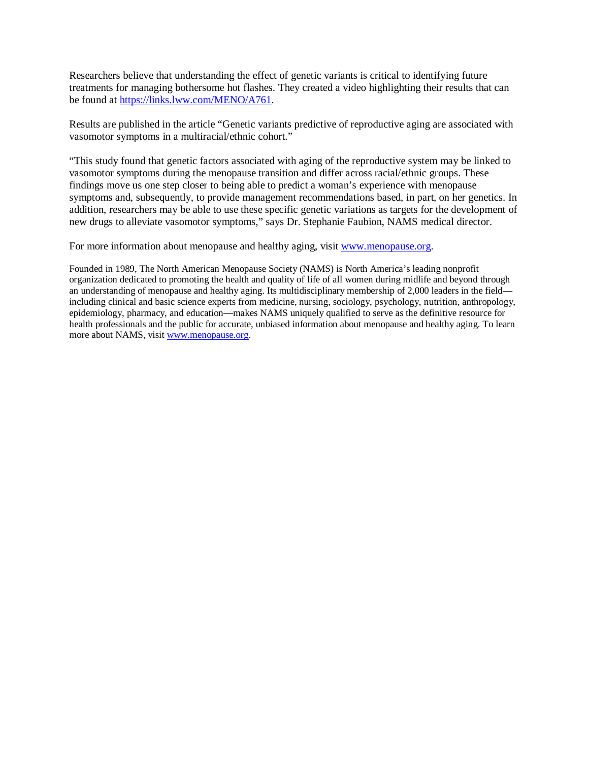Researchers believe that understanding the effect of genetic variants is critical to identifying future treatments for managing bothersome hot flashes. They created a video highlighting their results that can be found at https://links.lww.com/MENO/A761.

Results are published in the article "Genetic variants predictive of reproductive aging are associated with vasomotor symptoms in a multiracial/ethnic cohort."

"This study found that genetic factors associated with aging of the reproductive system may be linked to vasomotor symptoms during the menopause transition and differ across racial/ethnic groups. These findings move us one step closer to being able to predict a woman's experience with menopause symptoms and, subsequently, to provide management recommendations based, in part, on her genetics. In addition, researchers may be able to use these specific genetic variations as targets for the development of new drugs to alleviate vasomotor symptoms," says Dr. Stephanie Faubion, NAMS medical director.

For more information about menopause and healthy aging, visit www.menopause.org.

Founded in 1989, The North American Menopause Society (NAMS) is North America's leading nonprofit organization dedicated to promoting the health and quality of life of all women during midlife and beyond through an understanding of menopause and healthy aging. Its multidisciplinary membership of 2,000 leaders in the field—including clinical and basic science experts from medicine, nursing, sociology, psychology, nutrition, anthropology, epidemiology, pharmacy, and education—makes NAMS uniquely qualified to serve as the definitive resource for health professionals and the public for accurate, unbiased information about menopause and healthy aging. To learn more about NAMS, visit www.menopause.org.